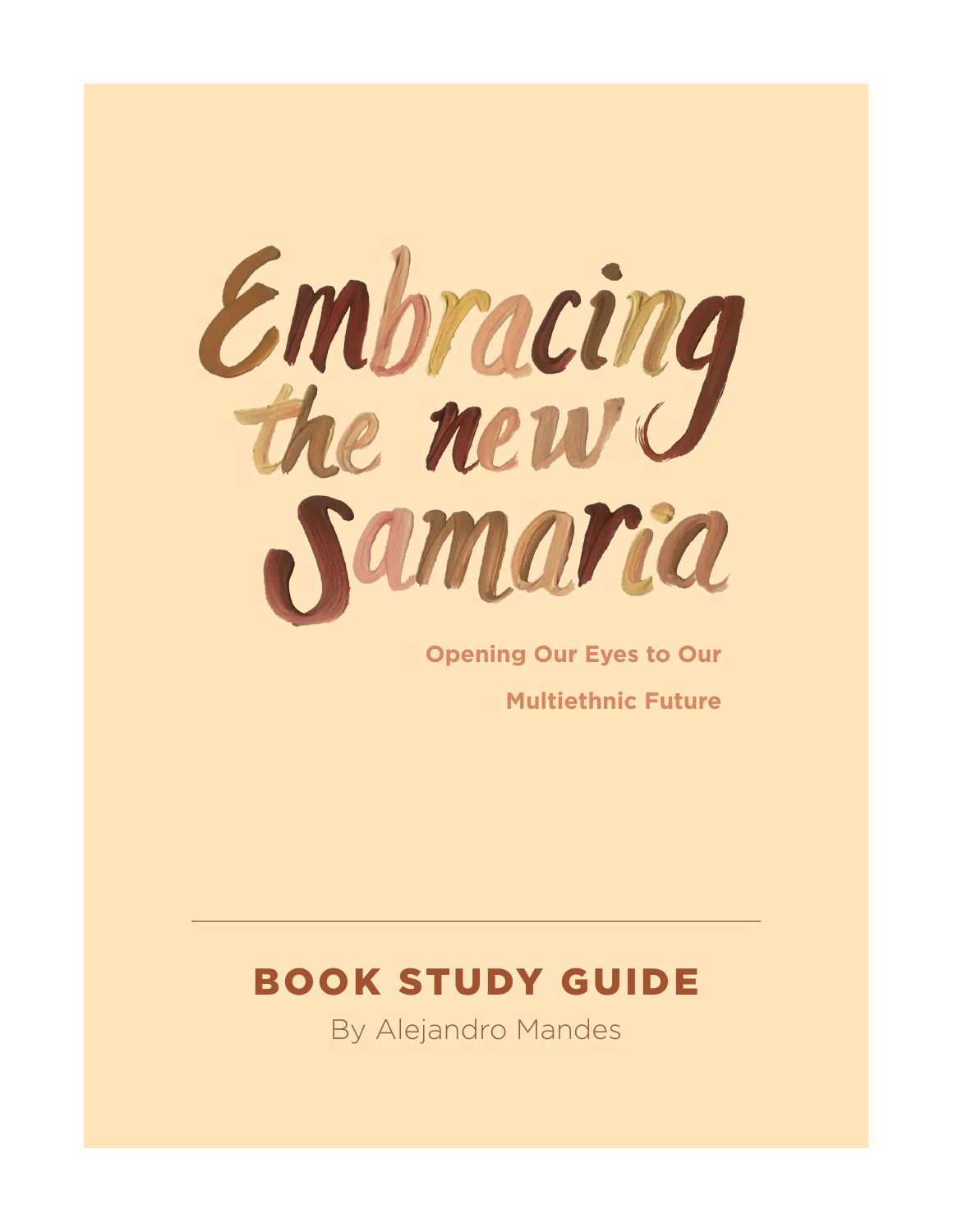# Embracing the new Samaria

**Opening Our Eyes to Our Multiethnic Future**

---

## BOOK STUDY GUIDE

By Alejandro Mandes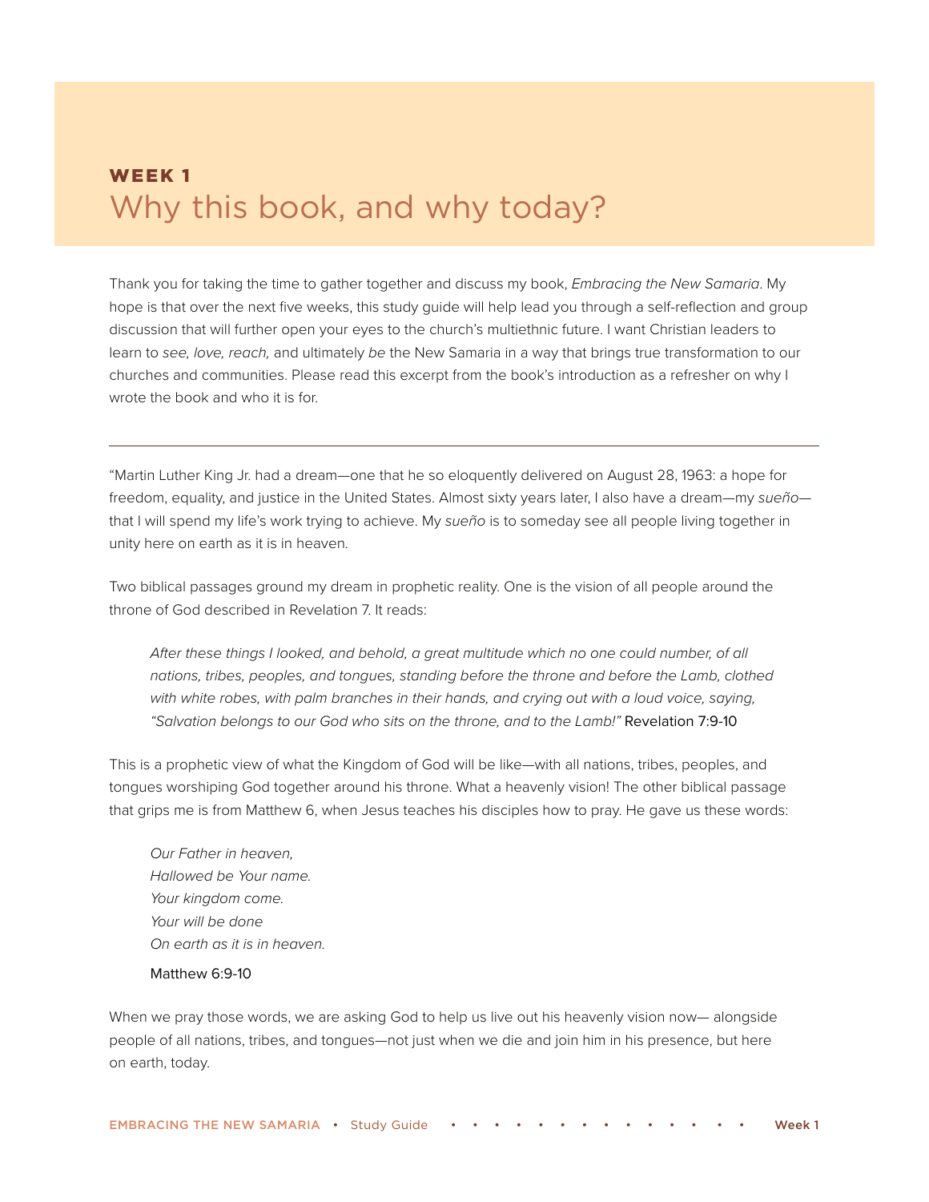## WEEK 1

# Why this book, and why today?

Thank you for taking the time to gather together and discuss my book, *Embracing the New Samaria*. My hope is that over the next five weeks, this study guide will help lead you through a self-reflection and group discussion that will further open your eyes to the church's multiethnic future. I want Christian leaders to learn to *see, love, reach,* and ultimately *be* the New Samaria in a way that brings true transformation to our churches and communities. Please read this excerpt from the book's introduction as a refresher on why I wrote the book and who it is for.

---

"Martin Luther King Jr. had a dream—one that he so eloquently delivered on August 28, 1963: a hope for freedom, equality, and justice in the United States. Almost sixty years later, I also have a dream—my *sueño*—that I will spend my life's work trying to achieve. My *sueño* is to someday see all people living together in unity here on earth as it is in heaven.

Two biblical passages ground my dream in prophetic reality. One is the vision of all people around the throne of God described in Revelation 7. It reads:

> *After these things I looked, and behold, a great multitude which no one could number, of all nations, tribes, peoples, and tongues, standing before the throne and before the Lamb, clothed with white robes, with palm branches in their hands, and crying out with a loud voice, saying, "Salvation belongs to our God who sits on the throne, and to the Lamb!"* Revelation 7:9-10

This is a prophetic view of what the Kingdom of God will be like—with all nations, tribes, peoples, and tongues worshiping God together around his throne. What a heavenly vision! The other biblical passage that grips me is from Matthew 6, when Jesus teaches his disciples how to pray. He gave us these words:

> *Our Father in heaven,*
> *Hallowed be Your name.*
> *Your kingdom come.*
> *Your will be done*
> *On earth as it is in heaven.*
>
> Matthew 6:9-10

When we pray those words, we are asking God to help us live out his heavenly vision now— alongside people of all nations, tribes, and tongues—not just when we die and join him in his presence, but here on earth, today.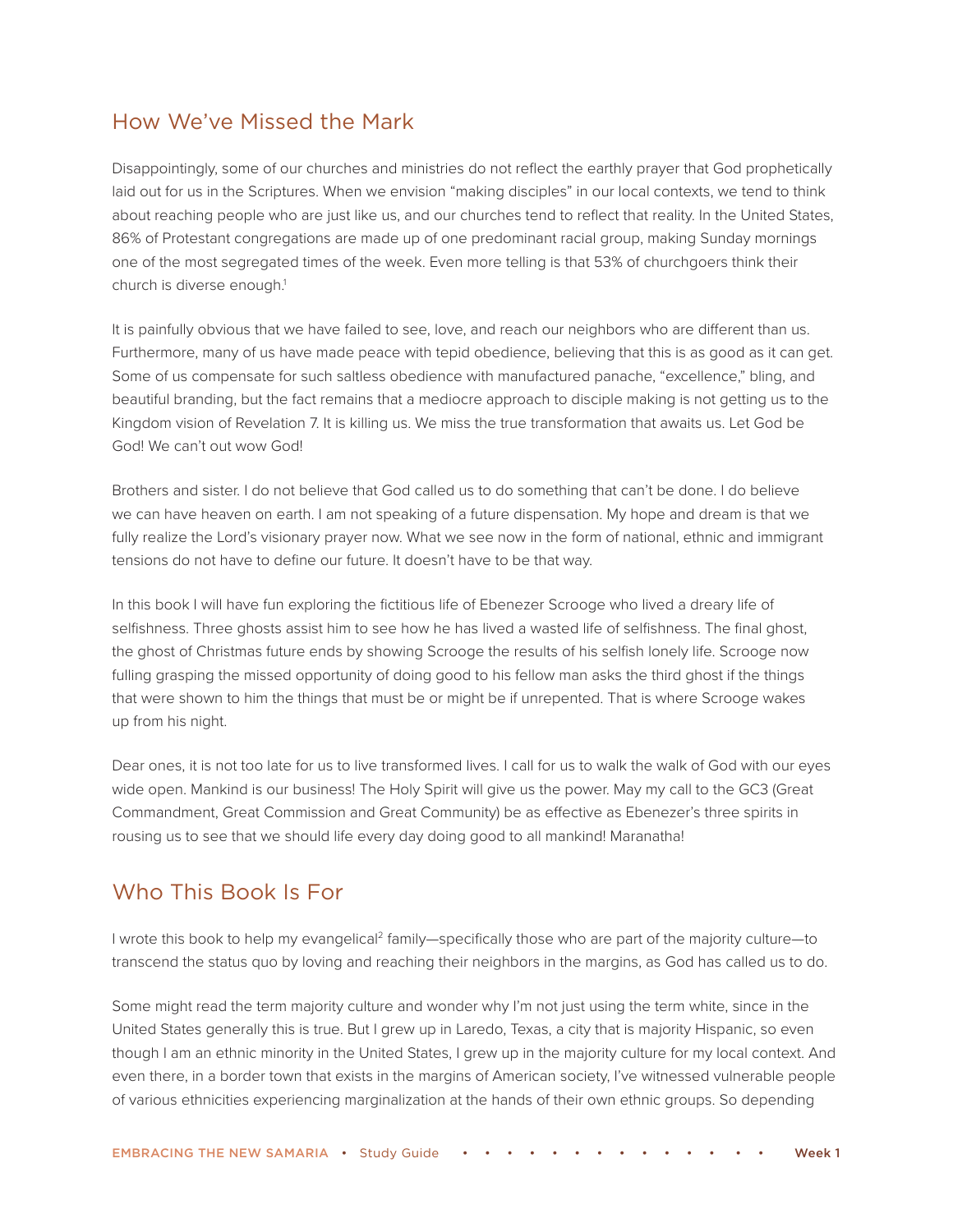## How We've Missed the Mark

Disappointingly, some of our churches and ministries do not reflect the earthly prayer that God prophetically laid out for us in the Scriptures. When we envision "making disciples" in our local contexts, we tend to think about reaching people who are just like us, and our churches tend to reflect that reality. In the United States, 86% of Protestant congregations are made up of one predominant racial group, making Sunday mornings one of the most segregated times of the week. Even more telling is that 53% of churchgoers think their church is diverse enough.[1]

It is painfully obvious that we have failed to see, love, and reach our neighbors who are different than us. Furthermore, many of us have made peace with tepid obedience, believing that this is as good as it can get. Some of us compensate for such saltless obedience with manufactured panache, "excellence," bling, and beautiful branding, but the fact remains that a mediocre approach to disciple making is not getting us to the Kingdom vision of Revelation 7. It is killing us. We miss the true transformation that awaits us. Let God be God! We can't out wow God!

Brothers and sister. I do not believe that God called us to do something that can't be done. I do believe we can have heaven on earth. I am not speaking of a future dispensation. My hope and dream is that we fully realize the Lord's visionary prayer now. What we see now in the form of national, ethnic and immigrant tensions do not have to define our future. It doesn't have to be that way.

In this book I will have fun exploring the fictitious life of Ebenezer Scrooge who lived a dreary life of selfishness. Three ghosts assist him to see how he has lived a wasted life of selfishness. The final ghost, the ghost of Christmas future ends by showing Scrooge the results of his selfish lonely life. Scrooge now fulling grasping the missed opportunity of doing good to his fellow man asks the third ghost if the things that were shown to him the things that must be or might be if unrepented. That is where Scrooge wakes up from his night.

Dear ones, it is not too late for us to live transformed lives. I call for us to walk the walk of God with our eyes wide open. Mankind is our business! The Holy Spirit will give us the power. May my call to the GC3 (Great Commandment, Great Commission and Great Community) be as effective as Ebenezer's three spirits in rousing us to see that we should life every day doing good to all mankind! Maranatha!

## Who This Book Is For

I wrote this book to help my evangelical[2] family—specifically those who are part of the majority culture—to transcend the status quo by loving and reaching their neighbors in the margins, as God has called us to do.

Some might read the term majority culture and wonder why I'm not just using the term white, since in the United States generally this is true. But I grew up in Laredo, Texas, a city that is majority Hispanic, so even though I am an ethnic minority in the United States, I grew up in the majority culture for my local context. And even there, in a border town that exists in the margins of American society, I've witnessed vulnerable people of various ethnicities experiencing marginalization at the hands of their own ethnic groups. So depending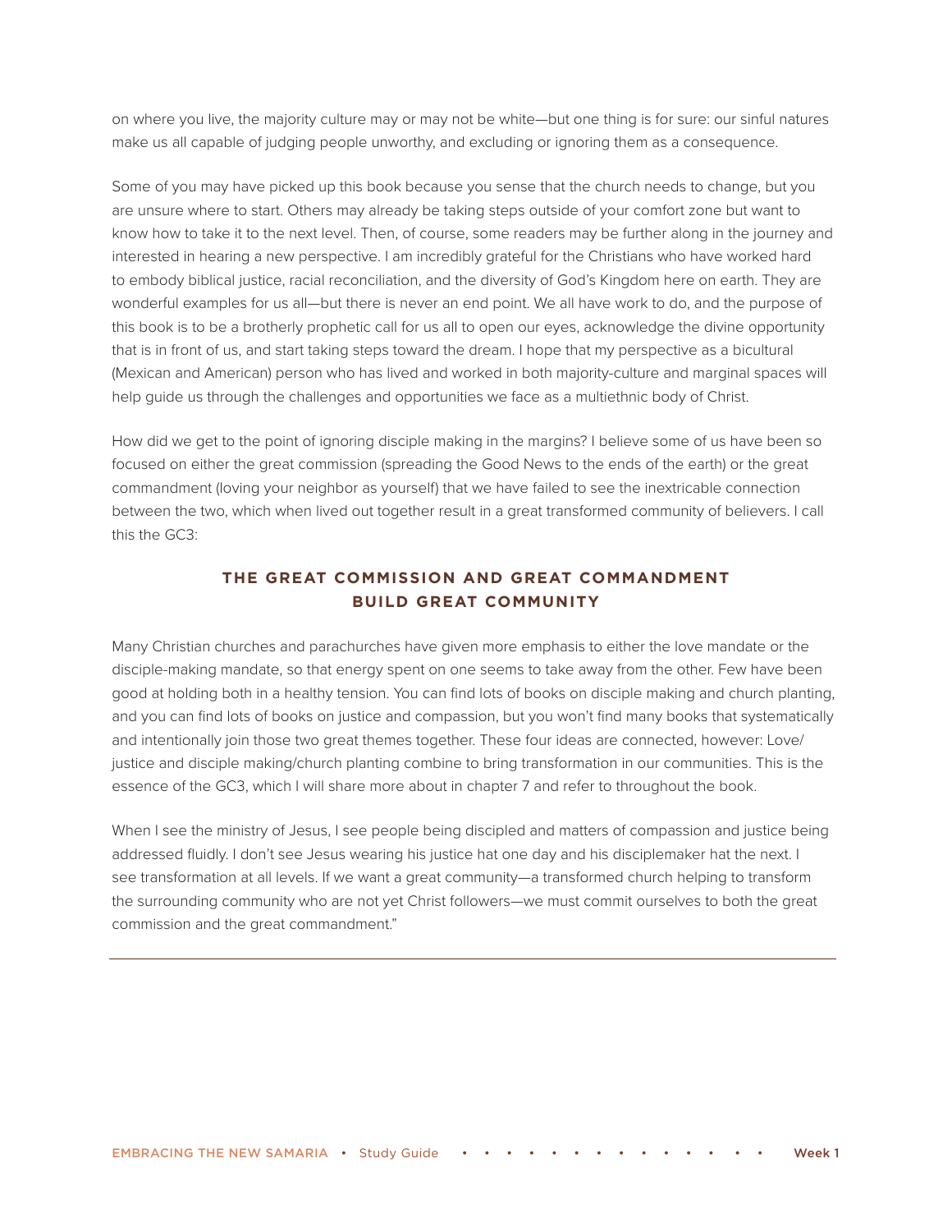on where you live, the majority culture may or may not be white—but one thing is for sure: our sinful natures make us all capable of judging people unworthy, and excluding or ignoring them as a consequence.

Some of you may have picked up this book because you sense that the church needs to change, but you are unsure where to start. Others may already be taking steps outside of your comfort zone but want to know how to take it to the next level. Then, of course, some readers may be further along in the journey and interested in hearing a new perspective. I am incredibly grateful for the Christians who have worked hard to embody biblical justice, racial reconciliation, and the diversity of God's Kingdom here on earth. They are wonderful examples for us all—but there is never an end point. We all have work to do, and the purpose of this book is to be a brotherly prophetic call for us all to open our eyes, acknowledge the divine opportunity that is in front of us, and start taking steps toward the dream. I hope that my perspective as a bicultural (Mexican and American) person who has lived and worked in both majority-culture and marginal spaces will help guide us through the challenges and opportunities we face as a multiethnic body of Christ.

How did we get to the point of ignoring disciple making in the margins? I believe some of us have been so focused on either the great commission (spreading the Good News to the ends of the earth) or the great commandment (loving your neighbor as yourself) that we have failed to see the inextricable connection between the two, which when lived out together result in a great transformed community of believers. I call this the GC3:

**THE GREAT COMMISSION AND GREAT COMMANDMENT BUILD GREAT COMMUNITY**

Many Christian churches and parachurches have given more emphasis to either the love mandate or the disciple-making mandate, so that energy spent on one seems to take away from the other. Few have been good at holding both in a healthy tension. You can find lots of books on disciple making and church planting, and you can find lots of books on justice and compassion, but you won't find many books that systematically and intentionally join those two great themes together. These four ideas are connected, however: Love/justice and disciple making/church planting combine to bring transformation in our communities. This is the essence of the GC3, which I will share more about in chapter 7 and refer to throughout the book.

When I see the ministry of Jesus, I see people being discipled and matters of compassion and justice being addressed fluidly. I don't see Jesus wearing his justice hat one day and his disciplemaker hat the next. I see transformation at all levels. If we want a great community—a transformed church helping to transform the surrounding community who are not yet Christ followers—we must commit ourselves to both the great commission and the great commandment."

---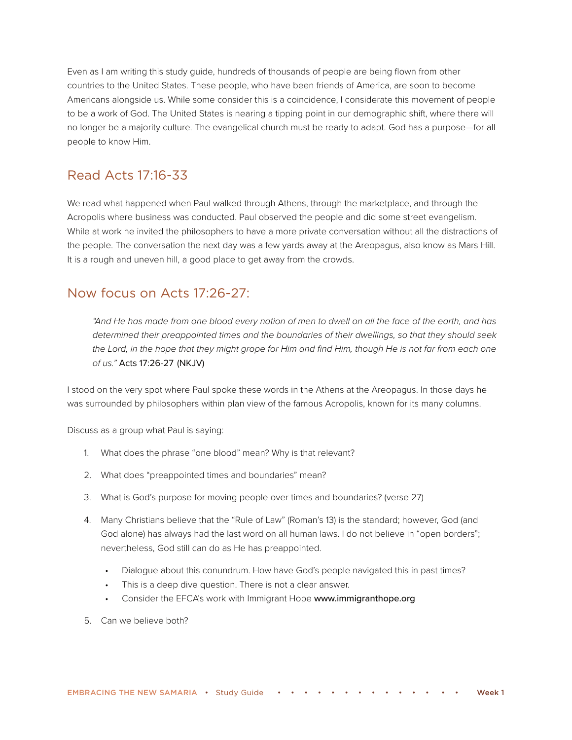Even as I am writing this study guide, hundreds of thousands of people are being flown from other countries to the United States. These people, who have been friends of America, are soon to become Americans alongside us. While some consider this is a coincidence, I considerate this movement of people to be a work of God. The United States is nearing a tipping point in our demographic shift, where there will no longer be a majority culture. The evangelical church must be ready to adapt. God has a purpose—for all people to know Him.

## Read Acts 17:16-33

We read what happened when Paul walked through Athens, through the marketplace, and through the Acropolis where business was conducted. Paul observed the people and did some street evangelism. While at work he invited the philosophers to have a more private conversation without all the distractions of the people. The conversation the next day was a few yards away at the Areopagus, also know as Mars Hill. It is a rough and uneven hill, a good place to get away from the crowds.

## Now focus on Acts 17:26-27:

> *"And He has made from one blood every nation of men to dwell on all the face of the earth, and has determined their preappointed times and the boundaries of their dwellings, so that they should seek the Lord, in the hope that they might grope for Him and find Him, though He is not far from each one of us."* Acts 17:26-27 (NKJV)

I stood on the very spot where Paul spoke these words in the Athens at the Areopagus. In those days he was surrounded by philosophers within plan view of the famous Acropolis, known for its many columns.

Discuss as a group what Paul is saying:

1. What does the phrase "one blood" mean? Why is that relevant?
2. What does "preappointed times and boundaries" mean?
3. What is God's purpose for moving people over times and boundaries? (verse 27)
4. Many Christians believe that the "Rule of Law" (Roman's 13) is the standard; however, God (and God alone) has always had the last word on all human laws. I do not believe in "open borders"; nevertheless, God still can do as He has preappointed.
   - Dialogue about this conundrum. How have God's people navigated this in past times?
   - This is a deep dive question. There is not a clear answer.
   - Consider the EFCA's work with Immigrant Hope www.immigranthope.org
5. Can we believe both?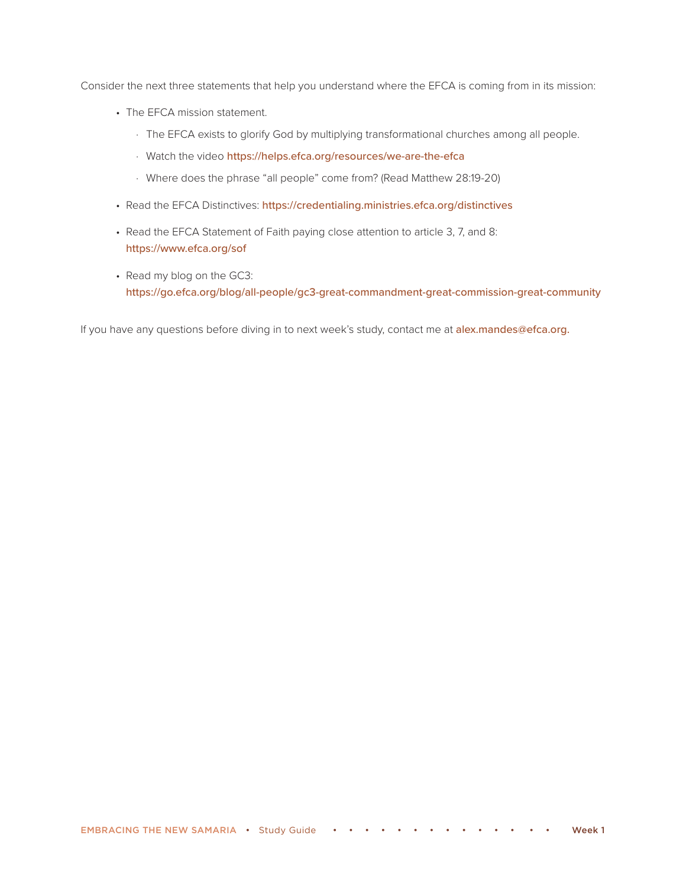Consider the next three statements that help you understand where the EFCA is coming from in its mission:

- The EFCA mission statement.
  - The EFCA exists to glorify God by multiplying transformational churches among all people.
  - Watch the video https://helps.efca.org/resources/we-are-the-efca
  - Where does the phrase “all people” come from? (Read Matthew 28:19-20)
- Read the EFCA Distinctives: https://credentialing.ministries.efca.org/distinctives
- Read the EFCA Statement of Faith paying close attention to article 3, 7, and 8: https://www.efca.org/sof
- Read my blog on the GC3: https://go.efca.org/blog/all-people/gc3-great-commandment-great-commission-great-community

If you have any questions before diving in to next week’s study, contact me at alex.mandes@efca.org.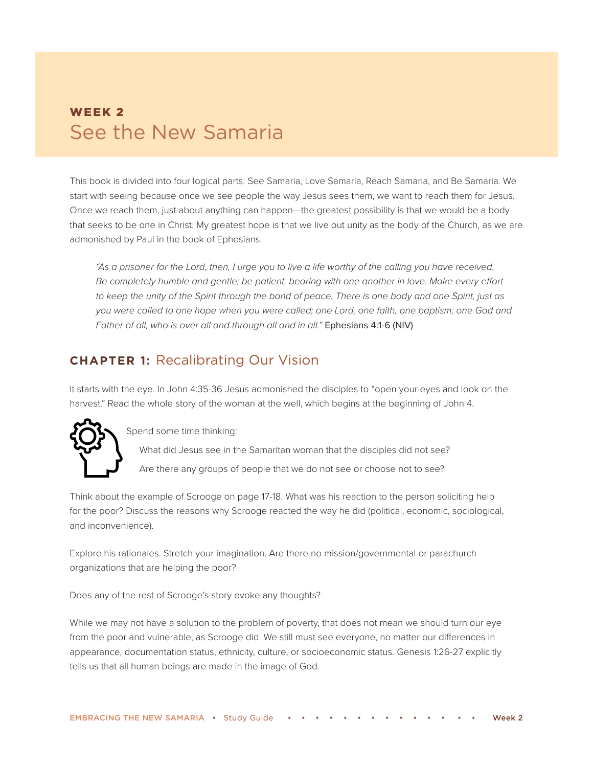## WEEK 2

# See the New Samaria

This book is divided into four logical parts: See Samaria, Love Samaria, Reach Samaria, and Be Samaria. We start with seeing because once we see people the way Jesus sees them, we want to reach them for Jesus. Once we reach them, just about anything can happen—the greatest possibility is that we would be a body that seeks to be one in Christ. My greatest hope is that we live out unity as the body of the Church, as we are admonished by Paul in the book of Ephesians.

> *"As a prisoner for the Lord, then, I urge you to live a life worthy of the calling you have received. Be completely humble and gentle; be patient, bearing with one another in love. Make every effort to keep the unity of the Spirit through the bond of peace. There is one body and one Spirit, just as you were called to one hope when you were called; one Lord, one faith, one baptism; one God and Father of all, who is over all and through all and in all."* Ephesians 4:1-6 (NIV)

## **CHAPTER 1:** Recalibrating Our Vision

It starts with the eye. In John 4:35-36 Jesus admonished the disciples to "open your eyes and look on the harvest." Read the whole story of the woman at the well, which begins at the beginning of John 4.

Spend some time thinking:

- What did Jesus see in the Samaritan woman that the disciples did not see?
- Are there any groups of people that we do not see or choose not to see?

Think about the example of Scrooge on page 17-18. What was his reaction to the person soliciting help for the poor? Discuss the reasons why Scrooge reacted the way he did (political, economic, sociological, and inconvenience).

Explore his rationales. Stretch your imagination. Are there no mission/governmental or parachurch organizations that are helping the poor?

Does any of the rest of Scrooge's story evoke any thoughts?

While we may not have a solution to the problem of poverty, that does not mean we should turn our eye from the poor and vulnerable, as Scrooge did. We still must see everyone, no matter our differences in appearance, documentation status, ethnicity, culture, or socioeconomic status. Genesis 1:26-27 explicitly tells us that all human beings are made in the image of God.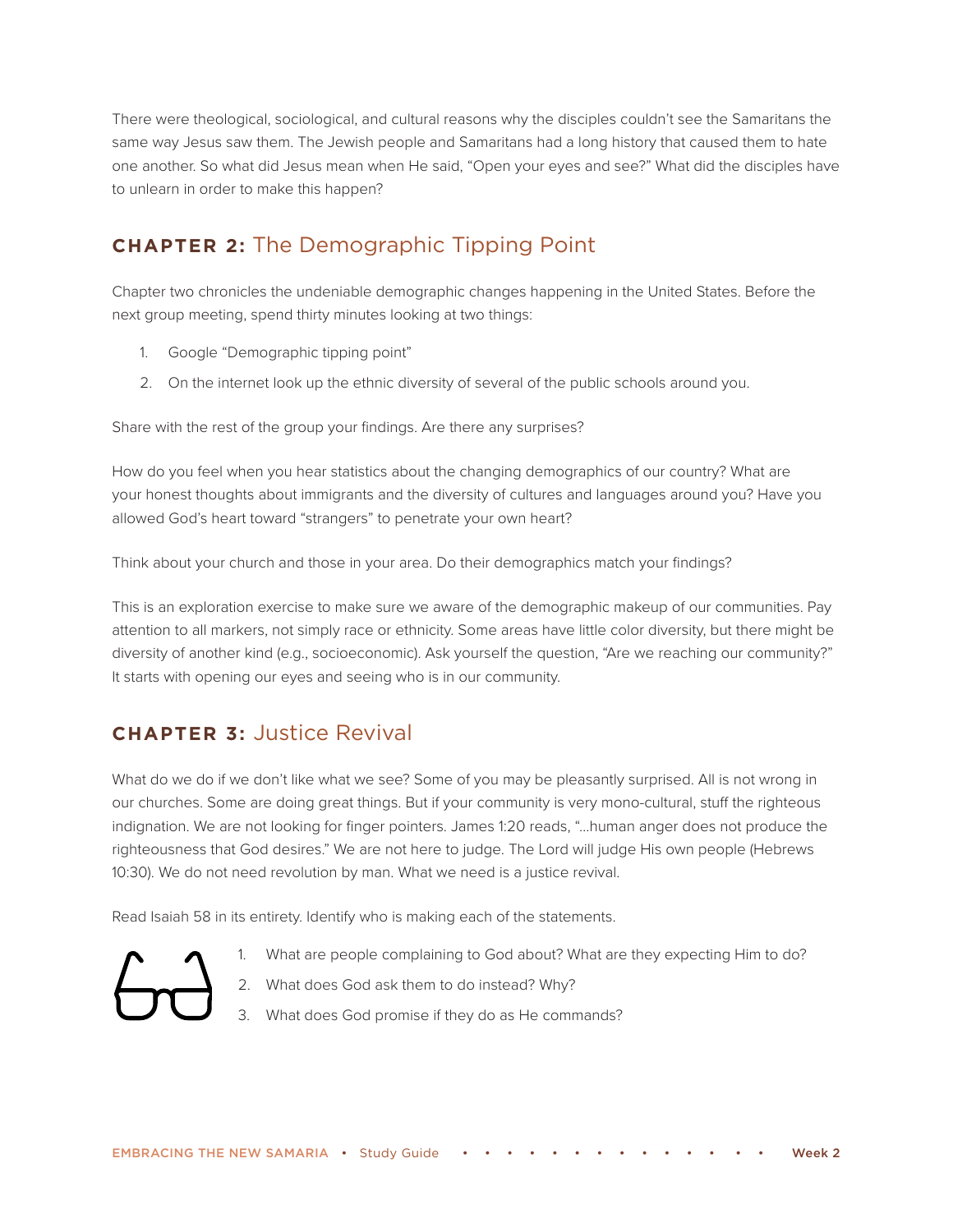There were theological, sociological, and cultural reasons why the disciples couldn't see the Samaritans the same way Jesus saw them. The Jewish people and Samaritans had a long history that caused them to hate one another. So what did Jesus mean when He said, "Open your eyes and see?" What did the disciples have to unlearn in order to make this happen?

## CHAPTER 2: The Demographic Tipping Point

Chapter two chronicles the undeniable demographic changes happening in the United States. Before the next group meeting, spend thirty minutes looking at two things:

1. Google "Demographic tipping point"
2. On the internet look up the ethnic diversity of several of the public schools around you.

Share with the rest of the group your findings. Are there any surprises?

How do you feel when you hear statistics about the changing demographics of our country? What are your honest thoughts about immigrants and the diversity of cultures and languages around you? Have you allowed God's heart toward "strangers" to penetrate your own heart?

Think about your church and those in your area. Do their demographics match your findings?

This is an exploration exercise to make sure we aware of the demographic makeup of our communities. Pay attention to all markers, not simply race or ethnicity. Some areas have little color diversity, but there might be diversity of another kind (e.g., socioeconomic). Ask yourself the question, "Are we reaching our community?" It starts with opening our eyes and seeing who is in our community.

## CHAPTER 3: Justice Revival

What do we do if we don't like what we see? Some of you may be pleasantly surprised. All is not wrong in our churches. Some are doing great things. But if your community is very mono-cultural, stuff the righteous indignation. We are not looking for finger pointers. James 1:20 reads, "…human anger does not produce the righteousness that God desires." We are not here to judge. The Lord will judge His own people (Hebrews 10:30). We do not need revolution by man. What we need is a justice revival.

Read Isaiah 58 in its entirety. Identify who is making each of the statements.

1. What are people complaining to God about? What are they expecting Him to do?
2. What does God ask them to do instead? Why?
3. What does God promise if they do as He commands?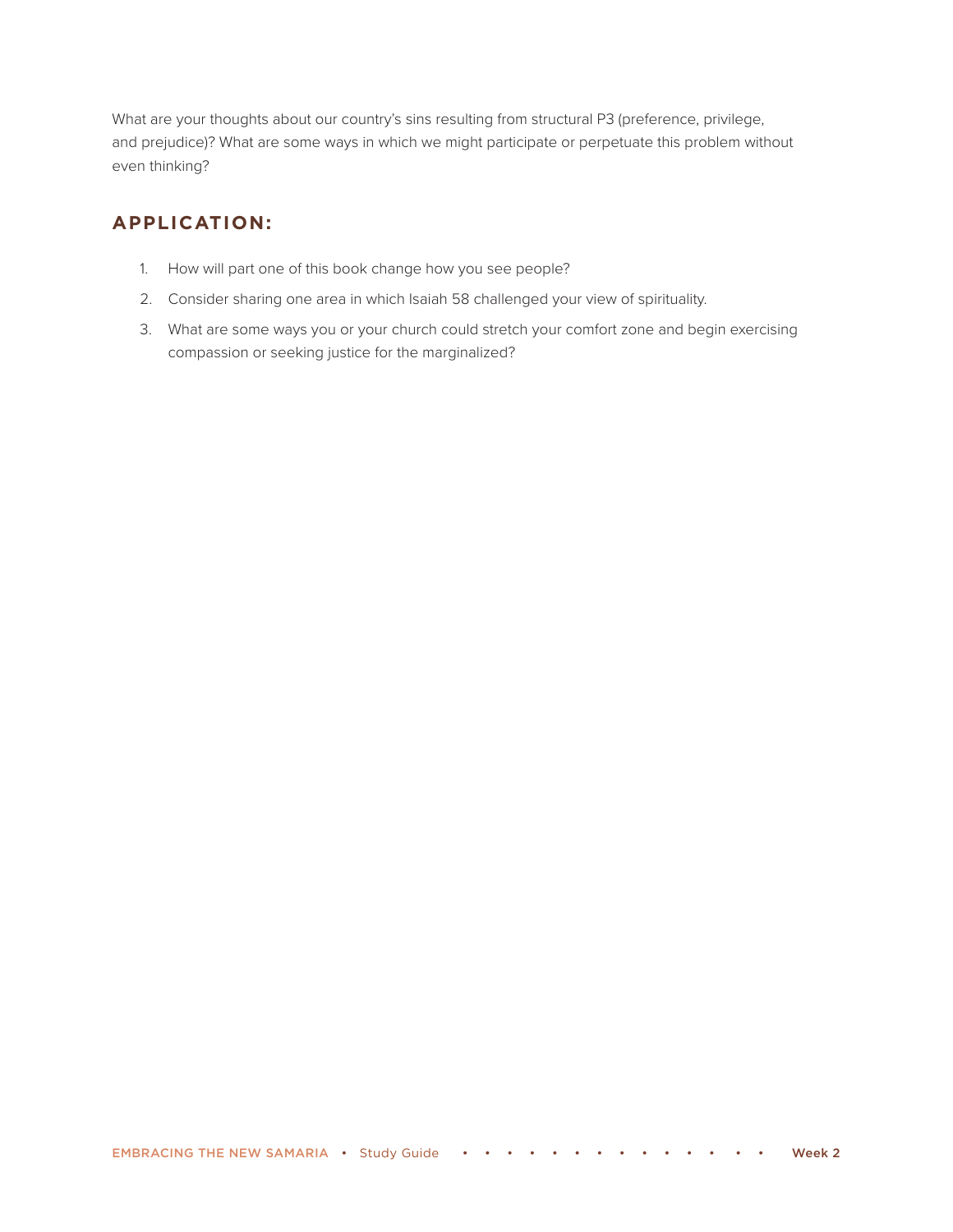What are your thoughts about our country's sins resulting from structural P3 (preference, privilege, and prejudice)? What are some ways in which we might participate or perpetuate this problem without even thinking?

## APPLICATION:

1. How will part one of this book change how you see people?
2. Consider sharing one area in which Isaiah 58 challenged your view of spirituality.
3. What are some ways you or your church could stretch your comfort zone and begin exercising compassion or seeking justice for the marginalized?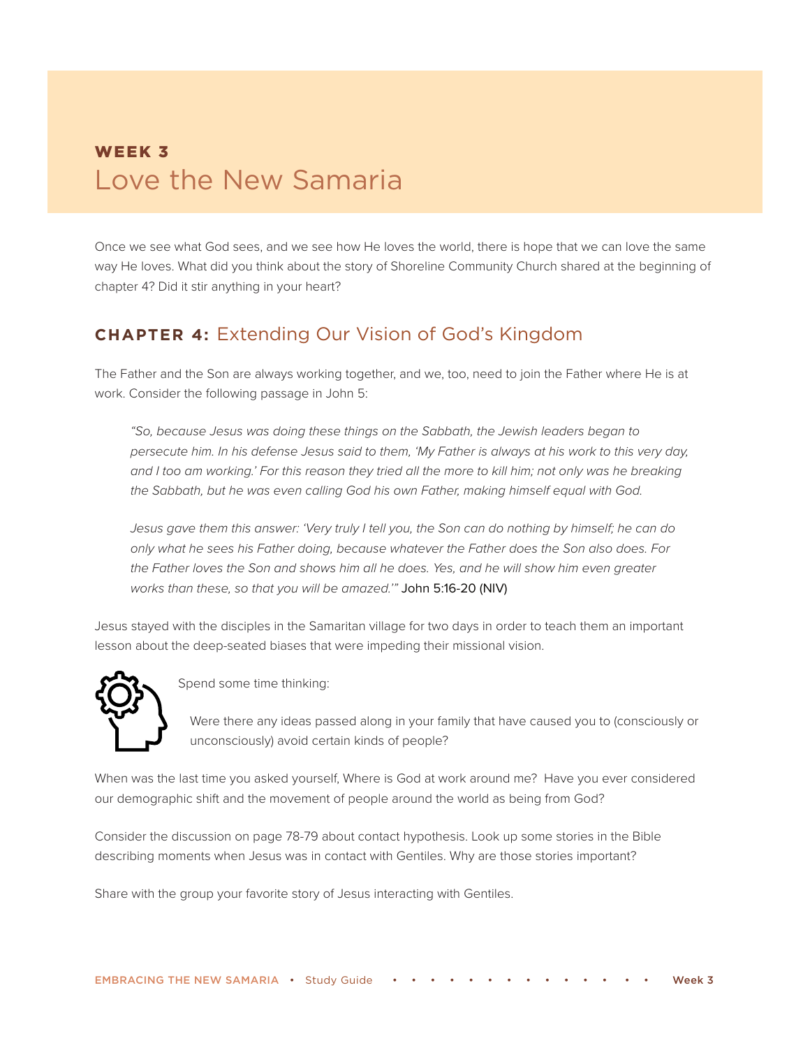## WEEK 3
# Love the New Samaria

Once we see what God sees, and we see how He loves the world, there is hope that we can love the same way He loves. What did you think about the story of Shoreline Community Church shared at the beginning of chapter 4? Did it stir anything in your heart?

## CHAPTER 4: Extending Our Vision of God's Kingdom

The Father and the Son are always working together, and we, too, need to join the Father where He is at work. Consider the following passage in John 5:

> *"So, because Jesus was doing these things on the Sabbath, the Jewish leaders began to persecute him. In his defense Jesus said to them, 'My Father is always at his work to this very day, and I too am working.' For this reason they tried all the more to kill him; not only was he breaking the Sabbath, but he was even calling God his own Father, making himself equal with God.*
>
> *Jesus gave them this answer: 'Very truly I tell you, the Son can do nothing by himself; he can do only what he sees his Father doing, because whatever the Father does the Son also does. For the Father loves the Son and shows him all he does. Yes, and he will show him even greater works than these, so that you will be amazed.'"* John 5:16-20 (NIV)

Jesus stayed with the disciples in the Samaritan village for two days in order to teach them an important lesson about the deep-seated biases that were impeding their missional vision.

Spend some time thinking:

> Were there any ideas passed along in your family that have caused you to (consciously or unconsciously) avoid certain kinds of people?

When was the last time you asked yourself, Where is God at work around me? Have you ever considered our demographic shift and the movement of people around the world as being from God?

Consider the discussion on page 78-79 about contact hypothesis. Look up some stories in the Bible describing moments when Jesus was in contact with Gentiles. Why are those stories important?

Share with the group your favorite story of Jesus interacting with Gentiles.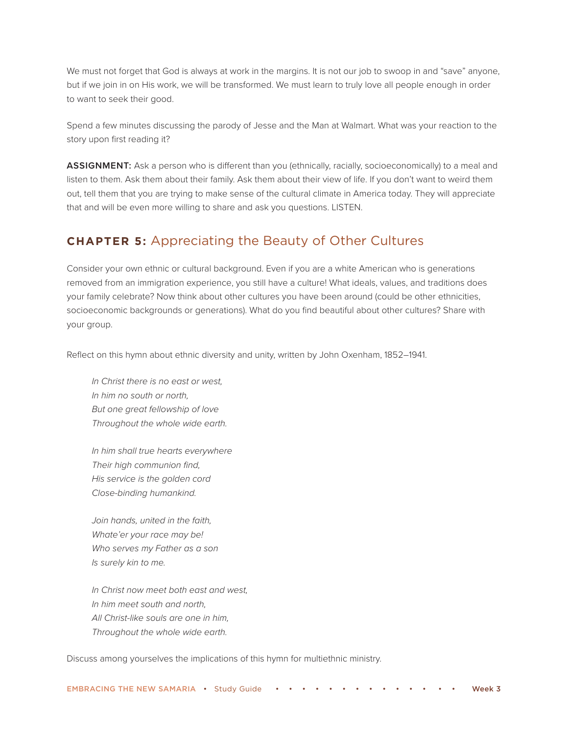We must not forget that God is always at work in the margins. It is not our job to swoop in and "save" anyone, but if we join in on His work, we will be transformed. We must learn to truly love all people enough in order to want to seek their good.

Spend a few minutes discussing the parody of Jesse and the Man at Walmart. What was your reaction to the story upon first reading it?

**ASSIGNMENT:** Ask a person who is different than you (ethnically, racially, socioeconomically) to a meal and listen to them. Ask them about their family. Ask them about their view of life. If you don't want to weird them out, tell them that you are trying to make sense of the cultural climate in America today. They will appreciate that and will be even more willing to share and ask you questions. LISTEN.

## **CHAPTER 5:** Appreciating the Beauty of Other Cultures

Consider your own ethnic or cultural background. Even if you are a white American who is generations removed from an immigration experience, you still have a culture! What ideals, values, and traditions does your family celebrate? Now think about other cultures you have been around (could be other ethnicities, socioeconomic backgrounds or generations). What do you find beautiful about other cultures? Share with your group.

Reflect on this hymn about ethnic diversity and unity, written by John Oxenham, 1852–1941.

> *In Christ there is no east or west,*
> *In him no south or north,*
> *But one great fellowship of love*
> *Throughout the whole wide earth.*
>
> *In him shall true hearts everywhere*
> *Their high communion find,*
> *His service is the golden cord*
> *Close-binding humankind.*
>
> *Join hands, united in the faith,*
> *Whate'er your race may be!*
> *Who serves my Father as a son*
> *Is surely kin to me.*
>
> *In Christ now meet both east and west,*
> *In him meet south and north,*
> *All Christ-like souls are one in him,*
> *Throughout the whole wide earth.*

Discuss among yourselves the implications of this hymn for multiethnic ministry.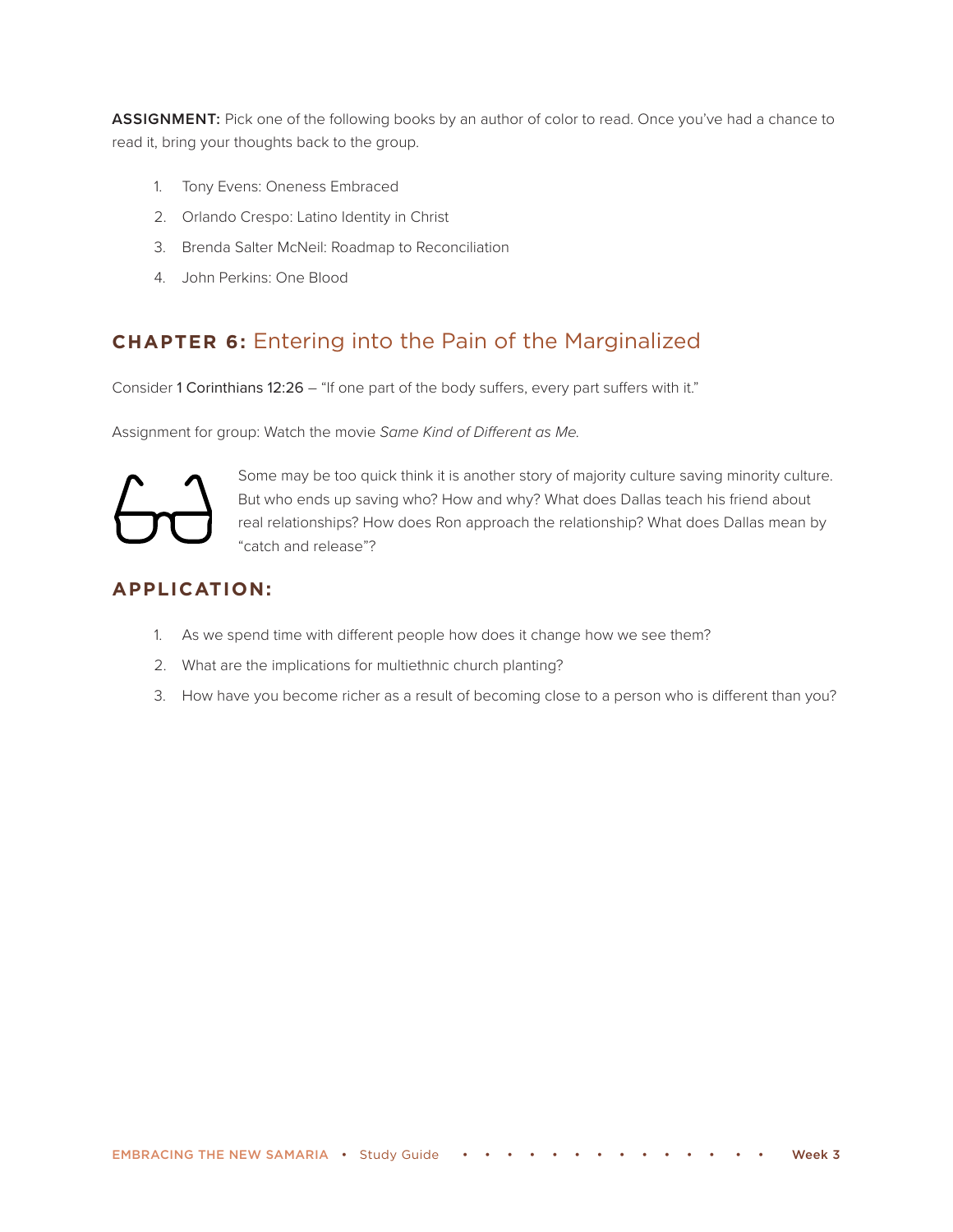**ASSIGNMENT:** Pick one of the following books by an author of color to read. Once you've had a chance to read it, bring your thoughts back to the group.

1. Tony Evens: Oneness Embraced
2. Orlando Crespo: Latino Identity in Christ
3. Brenda Salter McNeil: Roadmap to Reconciliation
4. John Perkins: One Blood

## CHAPTER 6: Entering into the Pain of the Marginalized

Consider 1 Corinthians 12:26 – "If one part of the body suffers, every part suffers with it."

Assignment for group: Watch the movie *Same Kind of Different as Me.*

Some may be too quick think it is another story of majority culture saving minority culture. But who ends up saving who? How and why? What does Dallas teach his friend about real relationships? How does Ron approach the relationship? What does Dallas mean by "catch and release"?

### APPLICATION:

1. As we spend time with different people how does it change how we see them?
2. What are the implications for multiethnic church planting?
3. How have you become richer as a result of becoming close to a person who is different than you?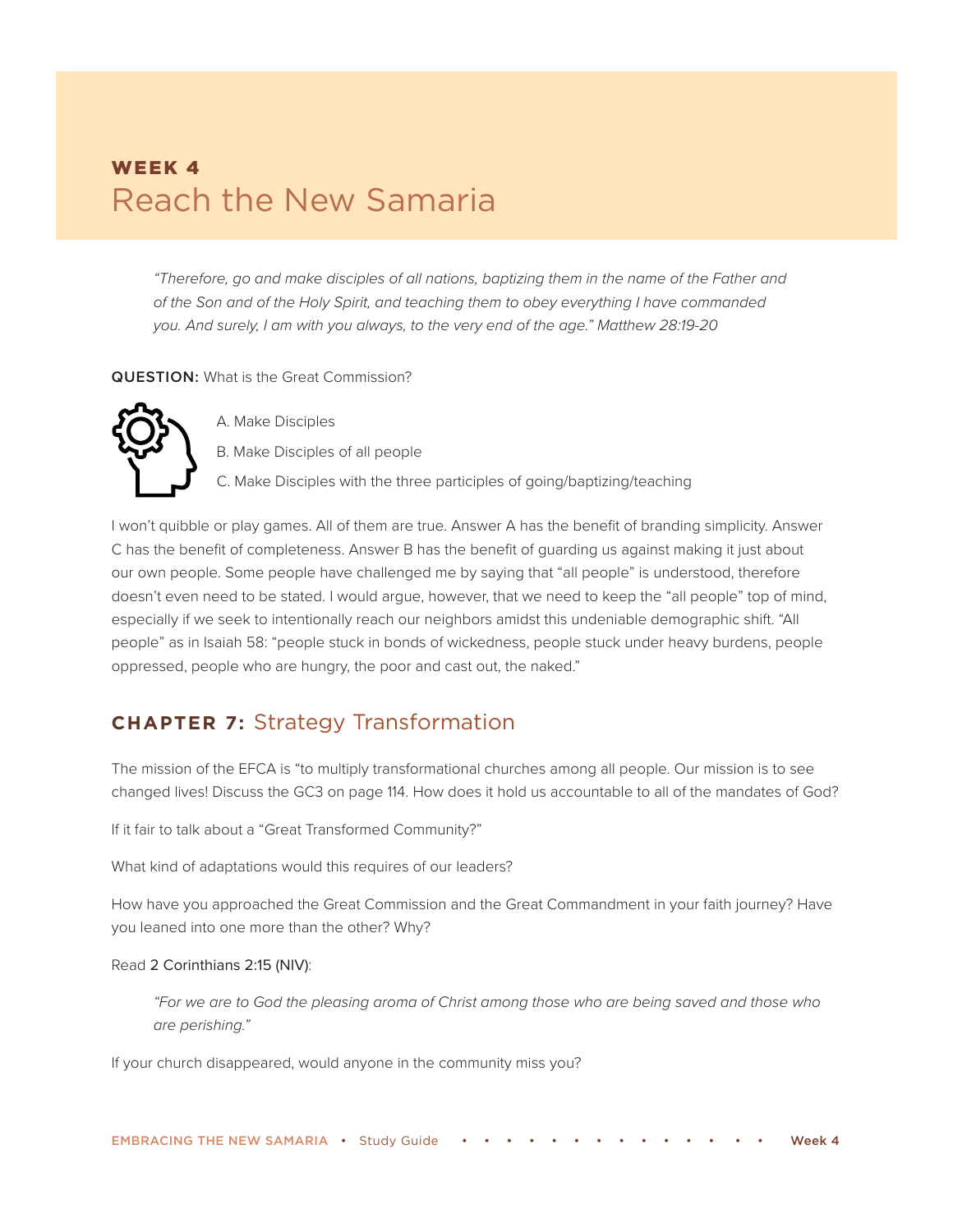**WEEK 4**

# Reach the New Samaria

> *"Therefore, go and make disciples of all nations, baptizing them in the name of the Father and of the Son and of the Holy Spirit, and teaching them to obey everything I have commanded you. And surely, I am with you always, to the very end of the age." Matthew 28:19-20*

**QUESTION:** What is the Great Commission?

A. Make Disciples

B. Make Disciples of all people

C. Make Disciples with the three participles of going/baptizing/teaching

I won't quibble or play games. All of them are true. Answer A has the benefit of branding simplicity. Answer C has the benefit of completeness. Answer B has the benefit of guarding us against making it just about our own people. Some people have challenged me by saying that "all people" is understood, therefore doesn't even need to be stated. I would argue, however, that we need to keep the "all people" top of mind, especially if we seek to intentionally reach our neighbors amidst this undeniable demographic shift. "All people" as in Isaiah 58: "people stuck in bonds of wickedness, people stuck under heavy burdens, people oppressed, people who are hungry, the poor and cast out, the naked."

## CHAPTER 7: Strategy Transformation

The mission of the EFCA is "to multiply transformational churches among all people. Our mission is to see changed lives! Discuss the GC3 on page 114. How does it hold us accountable to all of the mandates of God?

If it fair to talk about a "Great Transformed Community?"

What kind of adaptations would this requires of our leaders?

How have you approached the Great Commission and the Great Commandment in your faith journey? Have you leaned into one more than the other? Why?

Read 2 Corinthians 2:15 (NIV):

> *"For we are to God the pleasing aroma of Christ among those who are being saved and those who are perishing."*

If your church disappeared, would anyone in the community miss you?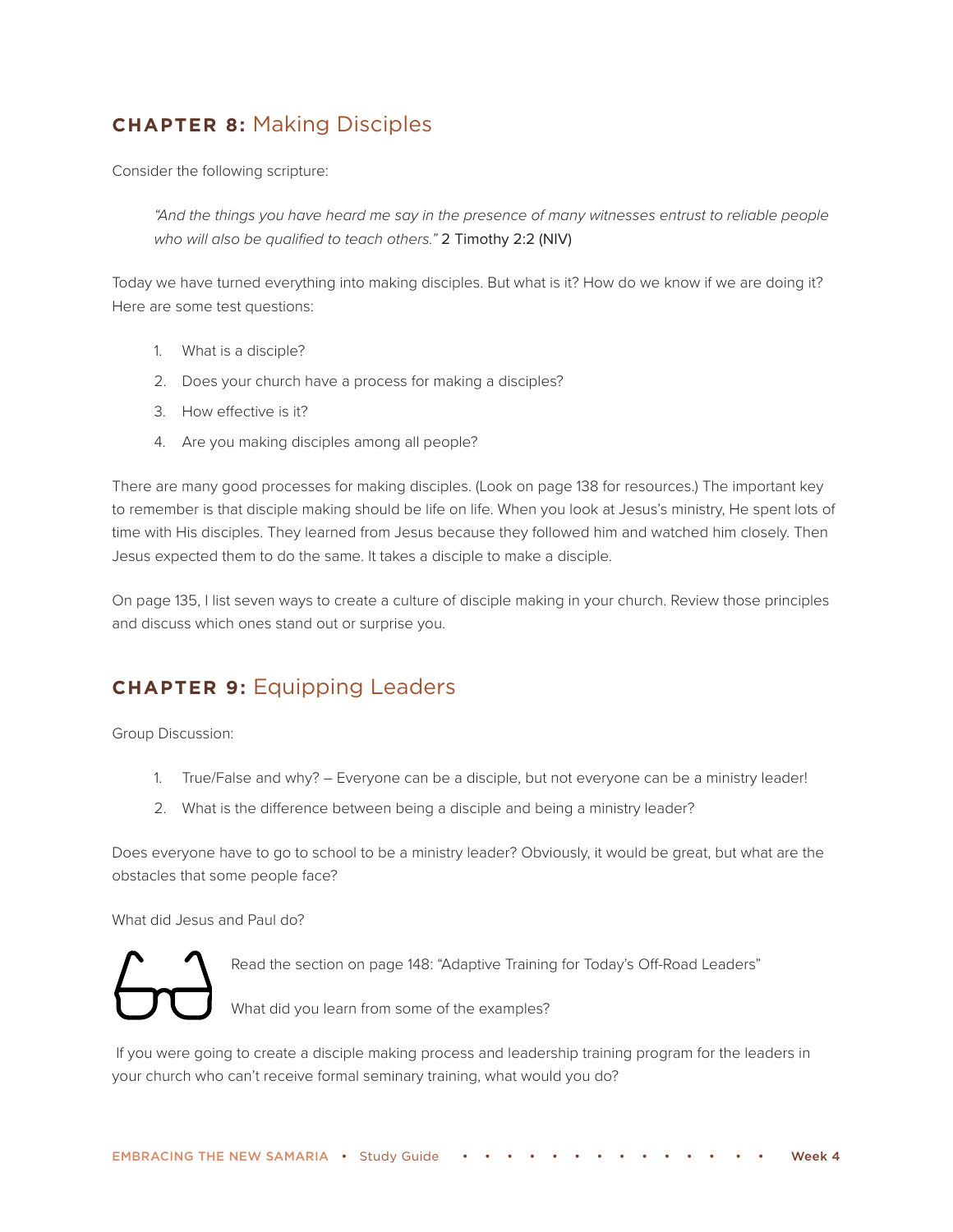## CHAPTER 8: Making Disciples

Consider the following scripture:

> *"And the things you have heard me say in the presence of many witnesses entrust to reliable people who will also be qualified to teach others."* 2 Timothy 2:2 (NIV)

Today we have turned everything into making disciples. But what is it? How do we know if we are doing it? Here are some test questions:

1. What is a disciple?
2. Does your church have a process for making a disciples?
3. How effective is it?
4. Are you making disciples among all people?

There are many good processes for making disciples. (Look on page 138 for resources.) The important key to remember is that disciple making should be life on life. When you look at Jesus's ministry, He spent lots of time with His disciples. They learned from Jesus because they followed him and watched him closely. Then Jesus expected them to do the same. It takes a disciple to make a disciple.

On page 135, I list seven ways to create a culture of disciple making in your church. Review those principles and discuss which ones stand out or surprise you.

## CHAPTER 9: Equipping Leaders

Group Discussion:

1. True/False and why? – Everyone can be a disciple, but not everyone can be a ministry leader!
2. What is the difference between being a disciple and being a ministry leader?

Does everyone have to go to school to be a ministry leader? Obviously, it would be great, but what are the obstacles that some people face?

What did Jesus and Paul do?

Read the section on page 148: "Adaptive Training for Today's Off-Road Leaders"

What did you learn from some of the examples?

If you were going to create a disciple making process and leadership training program for the leaders in your church who can't receive formal seminary training, what would you do?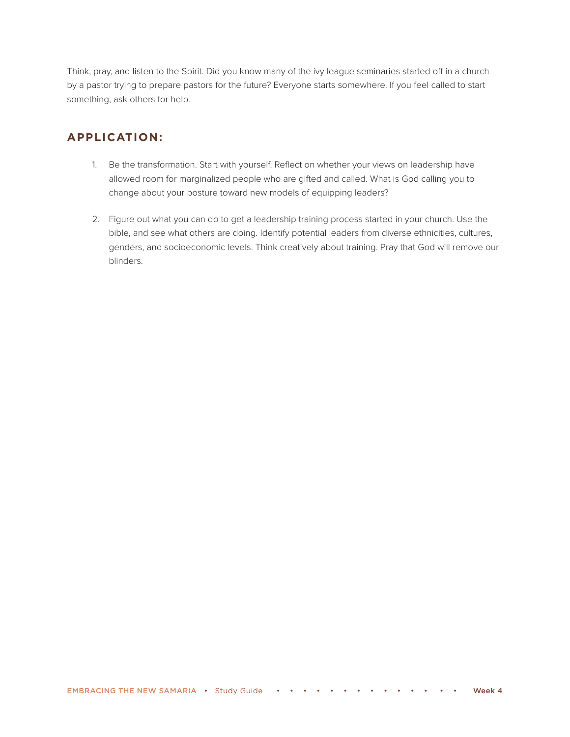Think, pray, and listen to the Spirit. Did you know many of the ivy league seminaries started off in a church by a pastor trying to prepare pastors for the future? Everyone starts somewhere. If you feel called to start something, ask others for help.

## APPLICATION:

1. Be the transformation. Start with yourself. Reflect on whether your views on leadership have allowed room for marginalized people who are gifted and called. What is God calling you to change about your posture toward new models of equipping leaders?

2. Figure out what you can do to get a leadership training process started in your church. Use the bible, and see what others are doing. Identify potential leaders from diverse ethnicities, cultures, genders, and socioeconomic levels. Think creatively about training. Pray that God will remove our blinders.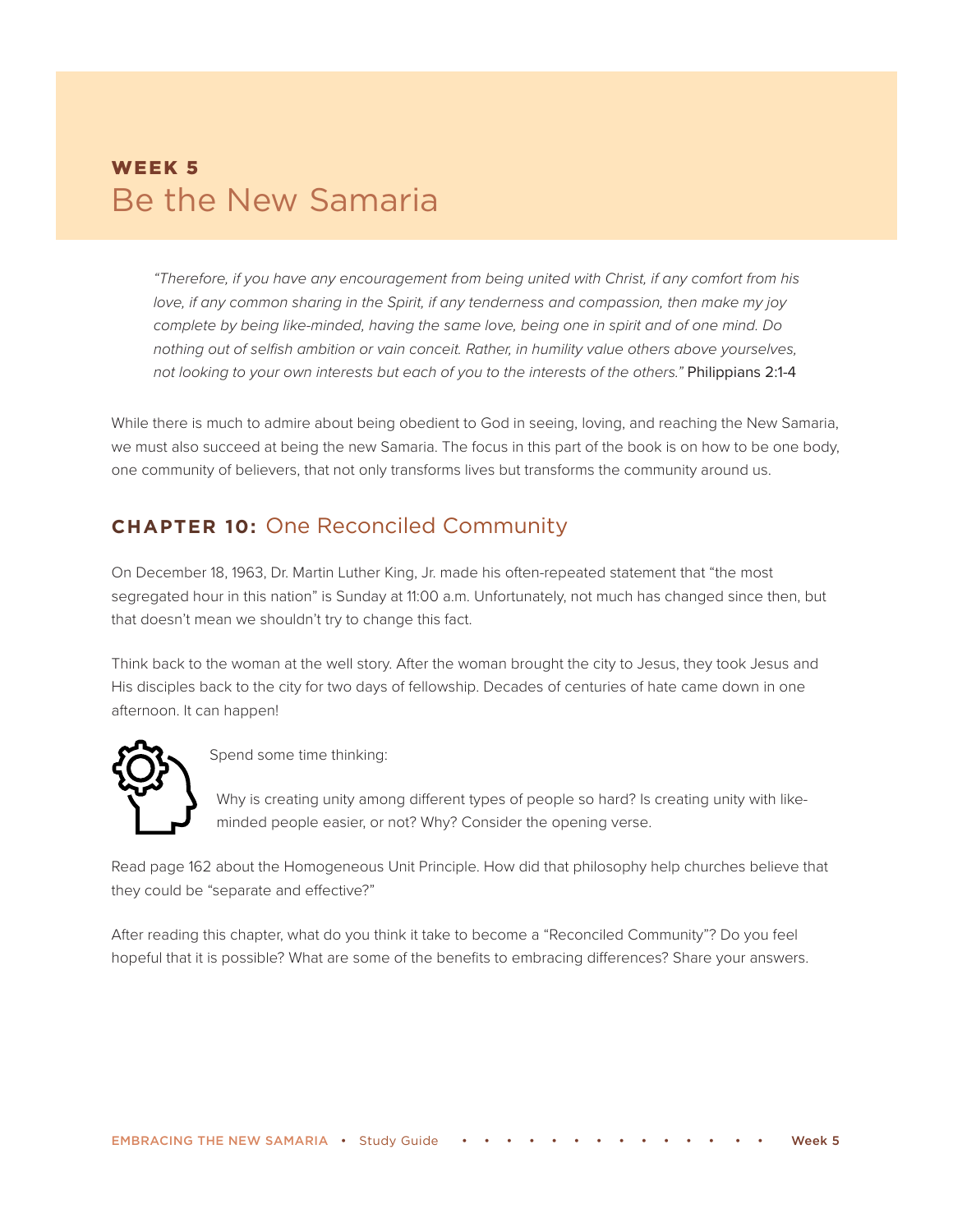## WEEK 5
# Be the New Samaria

*"Therefore, if you have any encouragement from being united with Christ, if any comfort from his love, if any common sharing in the Spirit, if any tenderness and compassion, then make my joy complete by being like-minded, having the same love, being one in spirit and of one mind. Do nothing out of selfish ambition or vain conceit. Rather, in humility value others above yourselves, not looking to your own interests but each of you to the interests of the others."* Philippians 2:1-4

While there is much to admire about being obedient to God in seeing, loving, and reaching the New Samaria, we must also succeed at being the new Samaria. The focus in this part of the book is on how to be one body, one community of believers, that not only transforms lives but transforms the community around us.

## CHAPTER 10: One Reconciled Community

On December 18, 1963, Dr. Martin Luther King, Jr. made his often-repeated statement that "the most segregated hour in this nation" is Sunday at 11:00 a.m. Unfortunately, not much has changed since then, but that doesn't mean we shouldn't try to change this fact.

Think back to the woman at the well story. After the woman brought the city to Jesus, they took Jesus and His disciples back to the city for two days of fellowship. Decades of centuries of hate came down in one afternoon. It can happen!

Spend some time thinking:

Why is creating unity among different types of people so hard? Is creating unity with like-minded people easier, or not? Why? Consider the opening verse.

Read page 162 about the Homogeneous Unit Principle. How did that philosophy help churches believe that they could be "separate and effective?"

After reading this chapter, what do you think it take to become a "Reconciled Community"? Do you feel hopeful that it is possible? What are some of the benefits to embracing differences? Share your answers.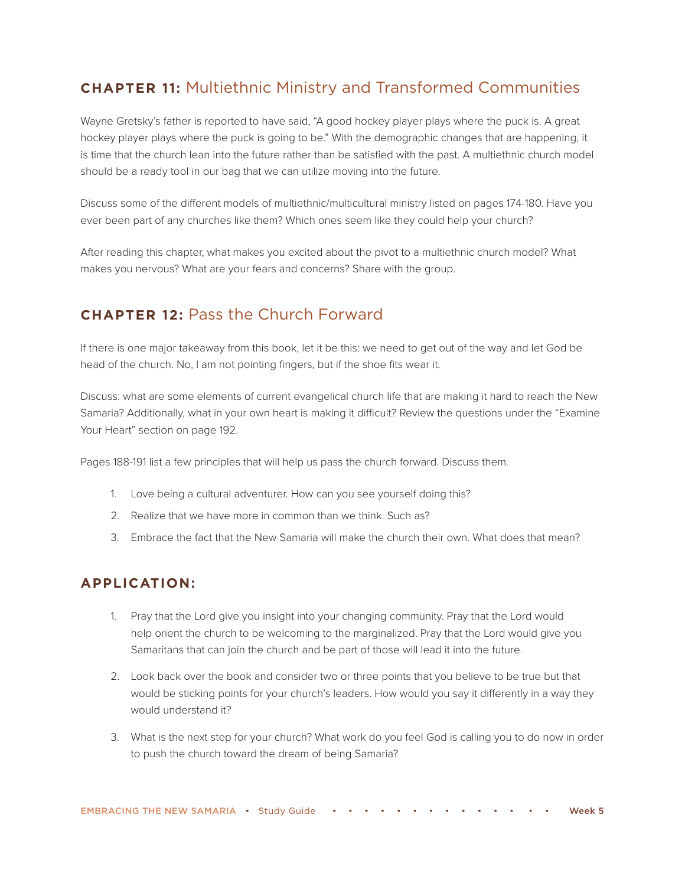## **CHAPTER 11:** Multiethnic Ministry and Transformed Communities

Wayne Gretsky's father is reported to have said, "A good hockey player plays where the puck is. A great hockey player plays where the puck is going to be." With the demographic changes that are happening, it is time that the church lean into the future rather than be satisfied with the past. A multiethnic church model should be a ready tool in our bag that we can utilize moving into the future.

Discuss some of the different models of multiethnic/multicultural ministry listed on pages 174-180. Have you ever been part of any churches like them? Which ones seem like they could help your church?

After reading this chapter, what makes you excited about the pivot to a multiethnic church model? What makes you nervous? What are your fears and concerns? Share with the group.

## **CHAPTER 12:** Pass the Church Forward

If there is one major takeaway from this book, let it be this: we need to get out of the way and let God be head of the church. No, I am not pointing fingers, but if the shoe fits wear it.

Discuss: what are some elements of current evangelical church life that are making it hard to reach the New Samaria? Additionally, what in your own heart is making it difficult? Review the questions under the "Examine Your Heart" section on page 192.

Pages 188-191 list a few principles that will help us pass the church forward. Discuss them.

1. Love being a cultural adventurer. How can you see yourself doing this?
2. Realize that we have more in common than we think. Such as?
3. Embrace the fact that the New Samaria will make the church their own. What does that mean?

## **APPLICATION:**

1. Pray that the Lord give you insight into your changing community. Pray that the Lord would help orient the church to be welcoming to the marginalized. Pray that the Lord would give you Samaritans that can join the church and be part of those will lead it into the future.
2. Look back over the book and consider two or three points that you believe to be true but that would be sticking points for your church's leaders. How would you say it differently in a way they would understand it?
3. What is the next step for your church? What work do you feel God is calling you to do now in order to push the church toward the dream of being Samaria?